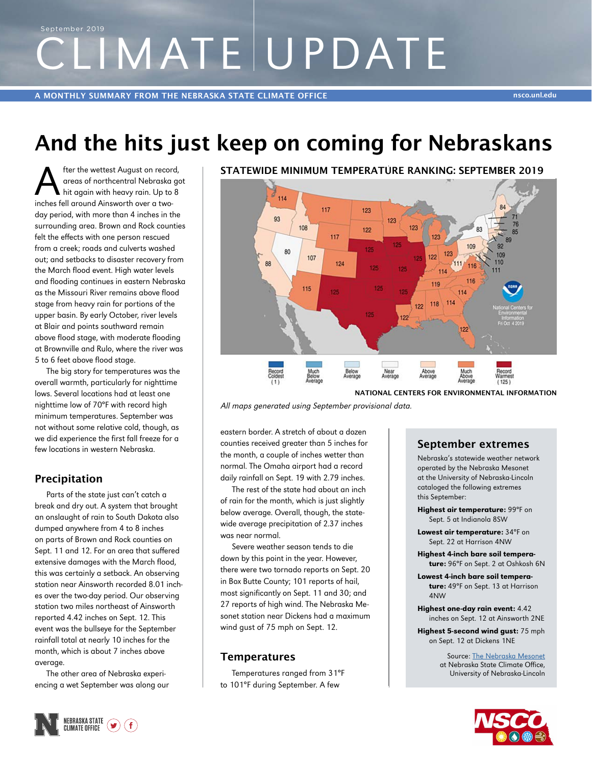September 2019

# CLIMATE UPDATE

A MONTHLY SUMMARY FROM THE NEBRASKA STATE CLIMATE OFFICE

nsco.unl.edu

# And the hits just keep on coming for Nebraskans

After the wettest August on record, areas of northcentral Nebraska got hit again with heavy rain. Up to 8 inches fell around Ainsworth over a two-day period, with more than 4 inches in the surrounding area. Brown and Rock counties felt the effects with one person rescued from a creek; roads and culverts washed out; and setbacks to disaster recovery from the March flood event. High water levels and flooding continues in eastern Nebraska as the Missouri River remains above flood stage from heavy rain for portions of the upper basin. By early October, river levels at Blair and points southward remain above flood stage, with moderate flooding at Brownville and Rulo, where the river was 5 to 6 feet above flood stage.

The big story for temperatures was the overall warmth, particularly for nighttime lows. Several locations had at least one nighttime low of 70°F with record high minimum temperatures. September was not without some relative cold, though, as we did experience the first fall freeze for a few locations in western Nebraska.

**STATEWIDE MINIMUM TEMPERATURE RANKING: SEPTEMBER 2019**

NATIONAL CENTERS FOR ENVIRONMENTAL INFORMATION

*All maps generated using September provisional data.*

## Precipitation

Parts of the state just can't catch a break and dry out. A system that brought an onslaught of rain to South Dakota also dumped anywhere from 4 to 8 inches on parts of Brown and Rock counties on Sept. 11 and 12. For an area that suffered extensive damages with the March flood, this was certainly a setback. An observing station near Ainsworth recorded 8.01 inches over the two-day period. Our observing station two miles northeast of Ainsworth reported 4.42 inches on Sept. 12. This event was the bullseye for the September rainfall total at nearly 10 inches for the month, which is about 7 inches above average.

The other area of Nebraska experiencing a wet September was along our eastern border. A stretch of about a dozen counties received greater than 5 inches for the month, a couple of inches wetter than normal. The Omaha airport had a record daily rainfall on Sept. 19 with 2.79 inches.

The rest of the state had about an inch of rain for the month, which is just slightly below average. Overall, though, the statewide average precipitation of 2.37 inches was near normal.

Severe weather season tends to die down by this point in the year. However, there were two tornado reports on Sept. 20 in Box Butte County; 101 reports of hail, most significantly on Sept. 11 and 30; and 27 reports of high wind. The Nebraska Mesonet station near Dickens had a maximum wind gust of 75 mph on Sept. 12.

## Temperatures

Temperatures ranged from 31°F to 101°F during September. A few

## September extremes

Nebraska's statewide weather network operated by the Nebraska Mesonet at the University of Nebraska-Lincoln cataloged the following extremes this September:

**Highest air temperature:** 99°F on Sept. 5 at Indianola 8SW

**Lowest air temperature:** 34°F on Sept. 22 at Harrison 4NW

**Highest 4-inch bare soil temperature:** 96°F on Sept. 2 at Oshkosh 6N

**Lowest 4-inch bare soil temperature:** 49°F on Sept. 13 at Harrison 4NW

**Highest one-day rain event:** 4.42 inches on Sept. 12 at Ainsworth 2NE

**Highest 5-second wind gust:** 75 mph on Sept. 12 at Dickens 1NE

Source: The Nebraska Mesonet at Nebraska State Climate Office, University of Nebraska-Lincoln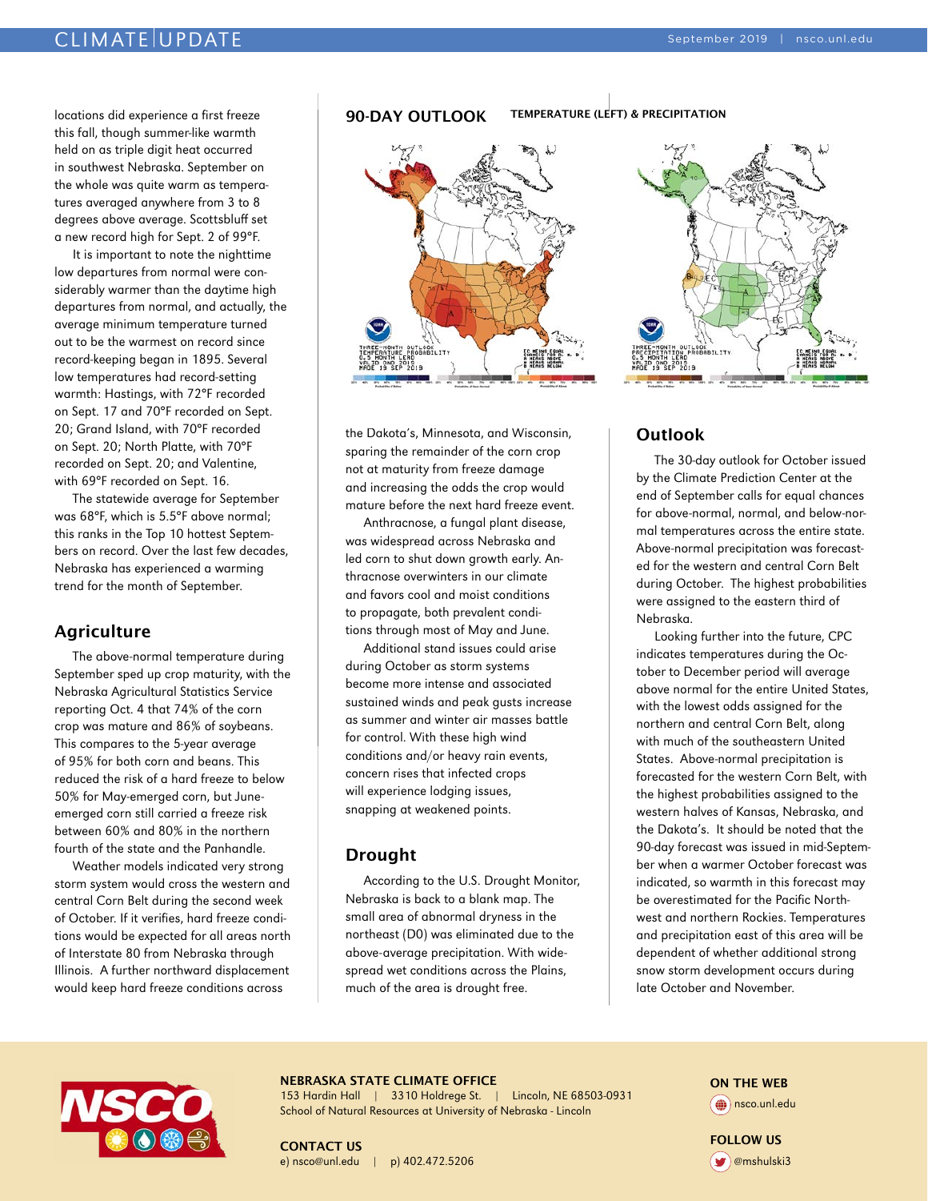locations did experience a first freeze this fall, though summer-like warmth held on as triple digit heat occurred in southwest Nebraska. September on the whole was quite warm as temperatures averaged anywhere from 3 to 8 degrees above average. Scottsbluff set a new record high for Sept. 2 of 99°F.

It is important to note the nighttime low departures from normal were considerably warmer than the daytime high departures from normal, and actually, the average minimum temperature turned out to be the warmest on record since record-keeping began in 1895. Several low temperatures had record-setting warmth: Hastings, with 72°F recorded on Sept. 17 and 70°F recorded on Sept. 20; Grand Island, with 70°F recorded on Sept. 20; North Platte, with 70°F recorded on Sept. 20; and Valentine, with 69°F recorded on Sept. 16.

The statewide average for September was 68°F, which is 5.5°F above normal; this ranks in the Top 10 hottest Septembers on record. Over the last few decades, Nebraska has experienced a warming trend for the month of September.

## Agriculture

The above-normal temperature during September sped up crop maturity, with the Nebraska Agricultural Statistics Service reporting Oct. 4 that 74% of the corn crop was mature and 86% of soybeans. This compares to the 5-year average of 95% for both corn and beans. This reduced the risk of a hard freeze to below 50% for May-emerged corn, but June-emerged corn still carried a freeze risk between 60% and 80% in the northern fourth of the state and the Panhandle.

Weather models indicated very strong storm system would cross the western and central Corn Belt during the second week of October. If it verifies, hard freeze conditions would be expected for all areas north of Interstate 80 from Nebraska through Illinois. A further northward displacement would keep hard freeze conditions across the Dakota's, Minnesota, and Wisconsin, sparing the remainder of the corn crop not at maturity from freeze damage and increasing the odds the crop would mature before the next hard freeze event.

Anthracnose, a fungal plant disease, was widespread across Nebraska and led corn to shut down growth early. Anthracnose overwinters in our climate and favors cool and moist conditions to propagate, both prevalent conditions through most of May and June.

Additional stand issues could arise during October as storm systems become more intense and associated sustained winds and peak gusts increase as summer and winter air masses battle for control. With these high wind conditions and/or heavy rain events, concern rises that infected crops will experience lodging issues, snapping at weakened points.

## 90-DAY OUTLOOK

TEMPERATURE (LEFT) & PRECIPITATION

THREE-MONTH OUTLOOK
TEMPERATURE PROBABILITY
0.5 MONTH LEAD
VALID OND 2019
MADE 19 SEP 2019

THREE-MONTH OUTLOOK
PRECIPITATION PROBABILITY
0.5 MONTH LEAD
VALID OND 2019
MADE 19 SEP 2019

## Drought

According to the U.S. Drought Monitor, Nebraska is back to a blank map. The small area of abnormal dryness in the northeast (D0) was eliminated due to the above-average precipitation. With widespread wet conditions across the Plains, much of the area is drought free.

## Outlook

The 30-day outlook for October issued by the Climate Prediction Center at the end of September calls for equal chances for above-normal, normal, and below-normal temperatures across the entire state. Above-normal precipitation was forecasted for the western and central Corn Belt during October. The highest probabilities were assigned to the eastern third of Nebraska.

Looking further into the future, CPC indicates temperatures during the October to December period will average above normal for the entire United States, with the lowest odds assigned for the northern and central Corn Belt, along with much of the southeastern United States. Above-normal precipitation is forecasted for the western Corn Belt, with the highest probabilities assigned to the western halves of Kansas, Nebraska, and the Dakota's. It should be noted that the 90-day forecast was issued in mid-September when a warmer October forecast was indicated, so warmth in this forecast may be overestimated for the Pacific Northwest and northern Rockies. Temperatures and precipitation east of this area will be dependent of whether additional strong snow storm development occurs during late October and November.

**NEBRASKA STATE CLIMATE OFFICE**
153 Hardin Hall | 3310 Holdrege St. | Lincoln, NE 68503-0931
School of Natural Resources at University of Nebraska - Lincoln

**CONTACT US**
e) nsco@unl.edu | p) 402.472.5206

**ON THE WEB**
nsco.unl.edu

**FOLLOW US**
@mshulski3